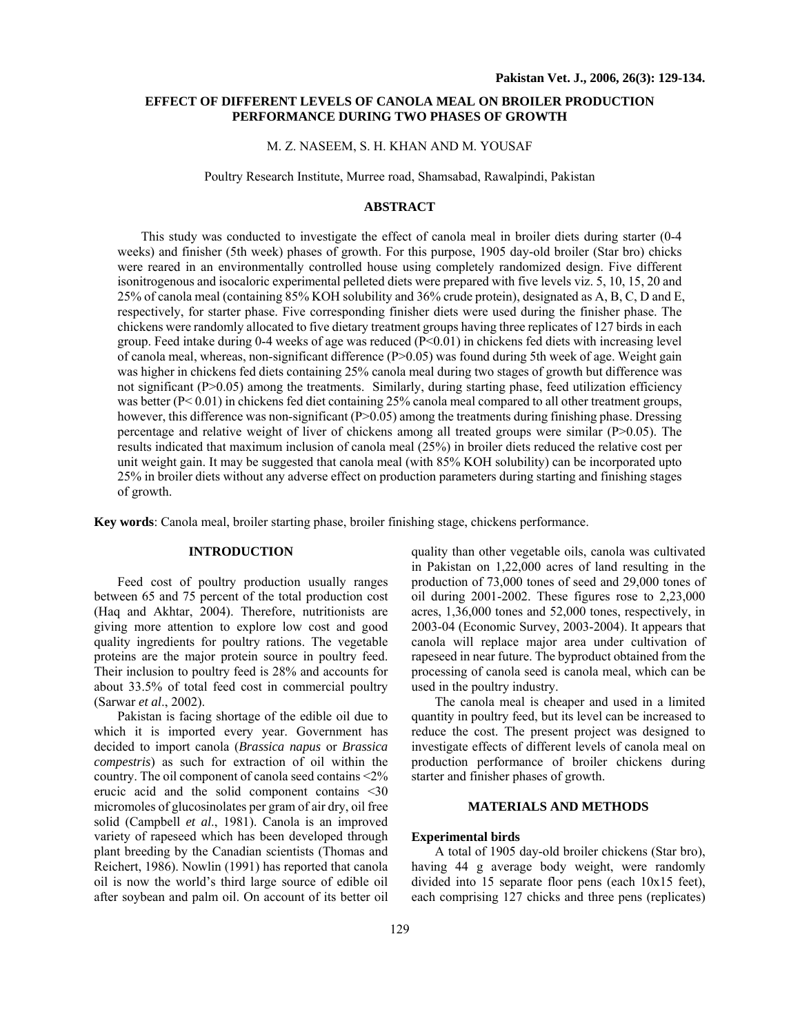# EFFECT OF DIFFERENT LEVELS OF CANOLA MEAL ON BROILER PRODUCTION PERFORMANCE DURING TWO PHASES OF GROWTH

M. Z. NASEEM, S. H. KHAN AND M. YOUSAF

Poultry Research Institute, Murree road, Shamsabad, Rawalpindi, Pakistan

## ABSTRACT

This study was conducted to investigate the effect of canola meal in broiler diets during starter (0-4 weeks) and finisher (5th week) phases of growth. For this purpose, 1905 day-old broiler (Star bro) chicks were reared in an environmentally controlled house using completely randomized design. Five different isonitrogenous and isocaloric experimental pelleted diets were prepared with five levels viz. 5, 10, 15, 20 and 25% of canola meal (containing 85% KOH solubility and 36% crude protein), designated as A, B, C, D and E, respectively, for starter phase. Five corresponding finisher diets were used during the finisher phase. The chickens were randomly allocated to five dietary treatment groups having three replicates of 127 birds in each group. Feed intake during 0-4 weeks of age was reduced ($P<0.01$) in chickens fed diets with increasing level of canola meal, whereas, non-significant difference ($P>0.05$) was found during 5th week of age. Weight gain was higher in chickens fed diets containing 25% canola meal during two stages of growth but difference was not significant ($P>0.05$) among the treatments. Similarly, during starting phase, feed utilization efficiency was better ($P< 0.01$) in chickens fed diet containing 25% canola meal compared to all other treatment groups, however, this difference was non-significant ($P>0.05$) among the treatments during finishing phase. Dressing percentage and relative weight of liver of chickens among all treated groups were similar ($P>0.05$). The results indicated that maximum inclusion of canola meal (25%) in broiler diets reduced the relative cost per unit weight gain. It may be suggested that canola meal (with 85% KOH solubility) can be incorporated upto 25% in broiler diets without any adverse effect on production parameters during starting and finishing stages of growth.

**Key words**: Canola meal, broiler starting phase, broiler finishing stage, chickens performance.

## INTRODUCTION

Feed cost of poultry production usually ranges between 65 and 75 percent of the total production cost (Haq and Akhtar, 2004). Therefore, nutritionists are giving more attention to explore low cost and good quality ingredients for poultry rations. The vegetable proteins are the major protein source in poultry feed. Their inclusion to poultry feed is 28% and accounts for about 33.5% of total feed cost in commercial poultry (Sarwar *et al*., 2002).

Pakistan is facing shortage of the edible oil due to which it is imported every year. Government has decided to import canola (*Brassica napus* or *Brassica compestris*) as such for extraction of oil within the country. The oil component of canola seed contains <2% erucic acid and the solid component contains <30 micromoles of glucosinolates per gram of air dry, oil free solid (Campbell *et al*., 1981). Canola is an improved variety of rapeseed which has been developed through plant breeding by the Canadian scientists (Thomas and Reichert, 1986). Nowlin (1991) has reported that canola oil is now the world's third large source of edible oil after soybean and palm oil. On account of its better oil quality than other vegetable oils, canola was cultivated in Pakistan on 1,22,000 acres of land resulting in the production of 73,000 tones of seed and 29,000 tones of oil during 2001-2002. These figures rose to 2,23,000 acres, 1,36,000 tones and 52,000 tones, respectively, in 2003-04 (Economic Survey, 2003-2004). It appears that canola will replace major area under cultivation of rapeseed in near future. The byproduct obtained from the processing of canola seed is canola meal, which can be used in the poultry industry.

The canola meal is cheaper and used in a limited quantity in poultry feed, but its level can be increased to reduce the cost. The present project was designed to investigate effects of different levels of canola meal on production performance of broiler chickens during starter and finisher phases of growth.

## MATERIALS AND METHODS

### Experimental birds

A total of 1905 day-old broiler chickens (Star bro), having 44 g average body weight, were randomly divided into 15 separate floor pens (each 10x15 feet), each comprising 127 chicks and three pens (replicates)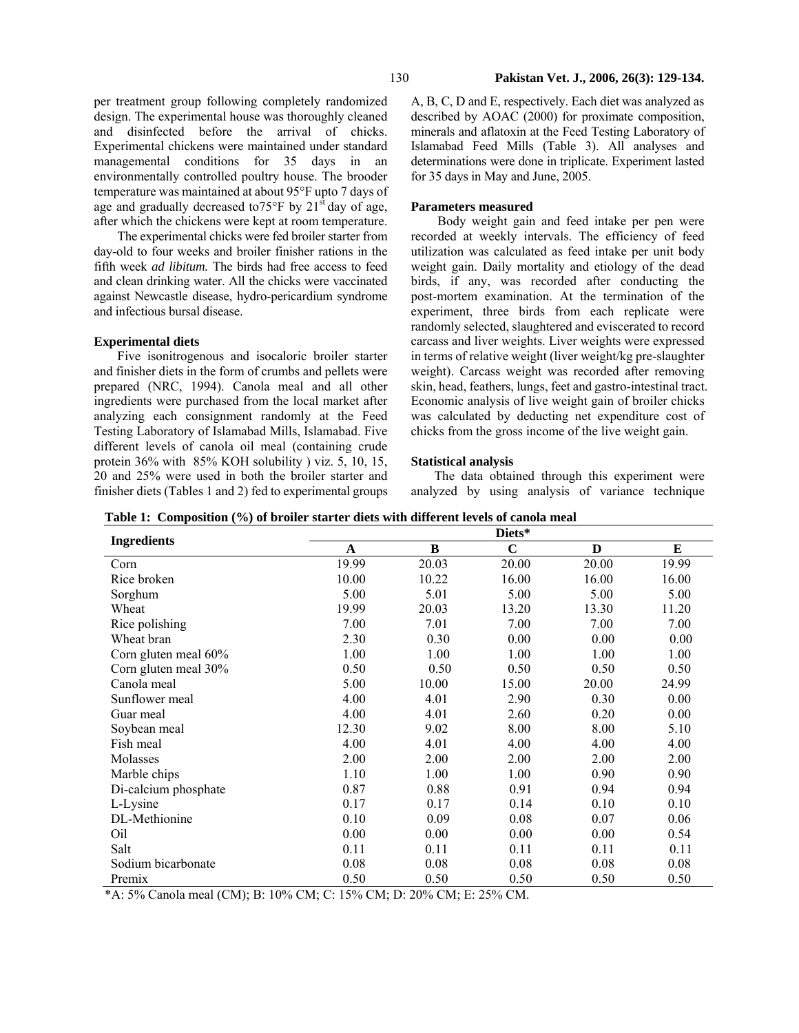per treatment group following completely randomized design. The experimental house was thoroughly cleaned and disinfected before the arrival of chicks. Experimental chickens were maintained under standard managemental conditions for 35 days in an environmentally controlled poultry house. The brooder temperature was maintained at about 95°F upto 7 days of age and gradually decreased to75°F by 21[st] day of age, after which the chickens were kept at room temperature.

The experimental chicks were fed broiler starter from day-old to four weeks and broiler finisher rations in the fifth week *ad libitum.* The birds had free access to feed and clean drinking water. All the chicks were vaccinated against Newcastle disease, hydro-pericardium syndrome and infectious bursal disease.

### Experimental diets

Five isonitrogenous and isocaloric broiler starter and finisher diets in the form of crumbs and pellets were prepared (NRC, 1994). Canola meal and all other ingredients were purchased from the local market after analyzing each consignment randomly at the Feed Testing Laboratory of Islamabad Mills, Islamabad. Five different levels of canola oil meal (containing crude protein 36% with 85% KOH solubility ) viz. 5, 10, 15, 20 and 25% were used in both the broiler starter and finisher diets (Tables 1 and 2) fed to experimental groups A, B, C, D and E, respectively. Each diet was analyzed as described by AOAC (2000) for proximate composition, minerals and aflatoxin at the Feed Testing Laboratory of Islamabad Feed Mills (Table 3). All analyses and determinations were done in triplicate. Experiment lasted for 35 days in May and June, 2005.

### Parameters measured

Body weight gain and feed intake per pen were recorded at weekly intervals. The efficiency of feed utilization was calculated as feed intake per unit body weight gain. Daily mortality and etiology of the dead birds, if any, was recorded after conducting the post-mortem examination. At the termination of the experiment, three birds from each replicate were randomly selected, slaughtered and eviscerated to record carcass and liver weights. Liver weights were expressed in terms of relative weight (liver weight/kg pre-slaughter weight). Carcass weight was recorded after removing skin, head, feathers, lungs, feet and gastro-intestinal tract. Economic analysis of live weight gain of broiler chicks was calculated by deducting net expenditure cost of chicks from the gross income of the live weight gain.

### Statistical analysis

The data obtained through this experiment were analyzed by using analysis of variance technique

**Table 1: Composition (%) of broiler starter diets with different levels of canola meal**

| Ingredients | Diets* | | | | |
|---|---|---|---|---|---|
| | A | B | C | D | E |
| Corn | 19.99 | 20.03 | 20.00 | 20.00 | 19.99 |
| Rice broken | 10.00 | 10.22 | 16.00 | 16.00 | 16.00 |
| Sorghum | 5.00 | 5.01 | 5.00 | 5.00 | 5.00 |
| Wheat | 19.99 | 20.03 | 13.20 | 13.30 | 11.20 |
| Rice polishing | 7.00 | 7.01 | 7.00 | 7.00 | 7.00 |
| Wheat bran | 2.30 | 0.30 | 0.00 | 0.00 | 0.00 |
| Corn gluten meal 60% | 1.00 | 1.00 | 1.00 | 1.00 | 1.00 |
| Corn gluten meal 30% | 0.50 | 0.50 | 0.50 | 0.50 | 0.50 |
| Canola meal | 5.00 | 10.00 | 15.00 | 20.00 | 24.99 |
| Sunflower meal | 4.00 | 4.01 | 2.90 | 0.30 | 0.00 |
| Guar meal | 4.00 | 4.01 | 2.60 | 0.20 | 0.00 |
| Soybean meal | 12.30 | 9.02 | 8.00 | 8.00 | 5.10 |
| Fish meal | 4.00 | 4.01 | 4.00 | 4.00 | 4.00 |
| Molasses | 2.00 | 2.00 | 2.00 | 2.00 | 2.00 |
| Marble chips | 1.10 | 1.00 | 1.00 | 0.90 | 0.90 |
| Di-calcium phosphate | 0.87 | 0.88 | 0.91 | 0.94 | 0.94 |
| L-Lysine | 0.17 | 0.17 | 0.14 | 0.10 | 0.10 |
| DL-Methionine | 0.10 | 0.09 | 0.08 | 0.07 | 0.06 |
| Oil | 0.00 | 0.00 | 0.00 | 0.00 | 0.54 |
| Salt | 0.11 | 0.11 | 0.11 | 0.11 | 0.11 |
| Sodium bicarbonate | 0.08 | 0.08 | 0.08 | 0.08 | 0.08 |
| Premix | 0.50 | 0.50 | 0.50 | 0.50 | 0.50 |

*A: 5% Canola meal (CM); B: 10% CM; C: 15% CM; D: 20% CM; E: 25% CM.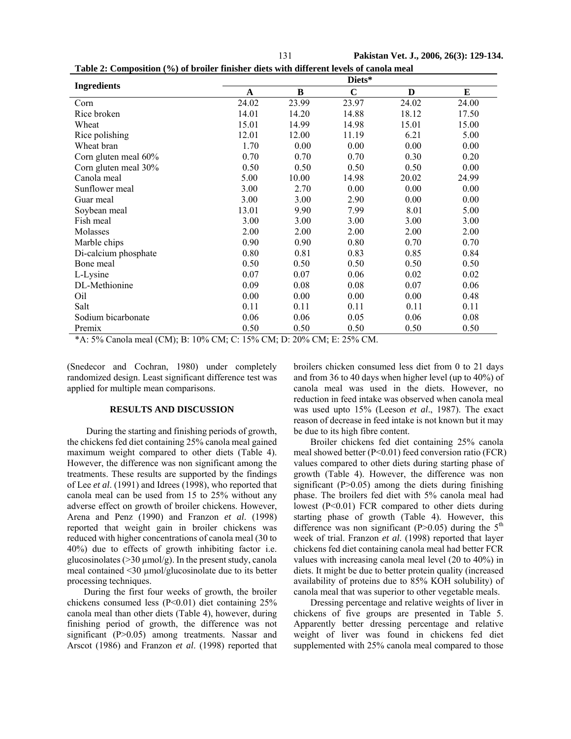**Table 2: Composition (%) of broiler finisher diets with different levels of canola meal**

| Ingredients | Diets* | | | | |
|---|---|---|---|---|---|
| | A | B | C | D | E |
| Corn | 24.02 | 23.99 | 23.97 | 24.02 | 24.00 |
| Rice broken | 14.01 | 14.20 | 14.88 | 18.12 | 17.50 |
| Wheat | 15.01 | 14.99 | 14.98 | 15.01 | 15.00 |
| Rice polishing | 12.01 | 12.00 | 11.19 | 6.21 | 5.00 |
| Wheat bran | 1.70 | 0.00 | 0.00 | 0.00 | 0.00 |
| Corn gluten meal 60% | 0.70 | 0.70 | 0.70 | 0.30 | 0.20 |
| Corn gluten meal 30% | 0.50 | 0.50 | 0.50 | 0.50 | 0.00 |
| Canola meal | 5.00 | 10.00 | 14.98 | 20.02 | 24.99 |
| Sunflower meal | 3.00 | 2.70 | 0.00 | 0.00 | 0.00 |
| Guar meal | 3.00 | 3.00 | 2.90 | 0.00 | 0.00 |
| Soybean meal | 13.01 | 9.90 | 7.99 | 8.01 | 5.00 |
| Fish meal | 3.00 | 3.00 | 3.00 | 3.00 | 3.00 |
| Molasses | 2.00 | 2.00 | 2.00 | 2.00 | 2.00 |
| Marble chips | 0.90 | 0.90 | 0.80 | 0.70 | 0.70 |
| Di-calcium phosphate | 0.80 | 0.81 | 0.83 | 0.85 | 0.84 |
| Bone meal | 0.50 | 0.50 | 0.50 | 0.50 | 0.50 |
| L-Lysine | 0.07 | 0.07 | 0.06 | 0.02 | 0.02 |
| DL-Methionine | 0.09 | 0.08 | 0.08 | 0.07 | 0.06 |
| Oil | 0.00 | 0.00 | 0.00 | 0.00 | 0.48 |
| Salt | 0.11 | 0.11 | 0.11 | 0.11 | 0.11 |
| Sodium bicarbonate | 0.06 | 0.06 | 0.05 | 0.06 | 0.08 |
| Premix | 0.50 | 0.50 | 0.50 | 0.50 | 0.50 |

*A: 5% Canola meal (CM); B: 10% CM; C: 15% CM; D: 20% CM; E: 25% CM.

(Snedecor and Cochran, 1980) under completely randomized design. Least significant difference test was applied for multiple mean comparisons.

## RESULTS AND DISCUSSION

During the starting and finishing periods of growth, the chickens fed diet containing 25% canola meal gained maximum weight compared to other diets (Table 4). However, the difference was non significant among the treatments. These results are supported by the findings of Lee *et al*. (1991) and Idrees (1998), who reported that canola meal can be used from 15 to 25% without any adverse effect on growth of broiler chickens. However, Arena and Penz (1990) and Franzon *et al*. (1998) reported that weight gain in broiler chickens was reduced with higher concentrations of canola meal (30 to 40%) due to effects of growth inhibiting factor i.e. glucosinolates (>30 µmol/g). In the present study, canola meal contained <30 µmol/glucosinolate due to its better processing techniques.

During the first four weeks of growth, the broiler chickens consumed less ($P<0.01$) diet containing 25% canola meal than other diets (Table 4), however, during finishing period of growth, the difference was not significant ($P>0.05$) among treatments. Nassar and Arscot (1986) and Franzon *et al*. (1998) reported that broilers chicken consumed less diet from 0 to 21 days and from 36 to 40 days when higher level (up to 40%) of canola meal was used in the diets. However, no reduction in feed intake was observed when canola meal was used upto 15% (Leeson *et al*., 1987). The exact reason of decrease in feed intake is not known but it may be due to its high fibre content.

Broiler chickens fed diet containing 25% canola meal showed better ($P<0.01$) feed conversion ratio (FCR) values compared to other diets during starting phase of growth (Table 4). However, the difference was non significant ($P>0.05$) among the diets during finishing phase. The broilers fed diet with 5% canola meal had lowest ($P<0.01$) FCR compared to other diets during starting phase of growth (Table 4). However, this difference was non significant ($P>0.05$) during the 5$^{th}$ week of trial. Franzon *et al*. (1998) reported that layer chickens fed diet containing canola meal had better FCR values with increasing canola meal level (20 to 40%) in diets. It might be due to better protein quality (increased availability of proteins due to 85% KOH solubility) of canola meal that was superior to other vegetable meals.

Dressing percentage and relative weights of liver in chickens of five groups are presented in Table 5. Apparently better dressing percentage and relative weight of liver was found in chickens fed diet supplemented with 25% canola meal compared to those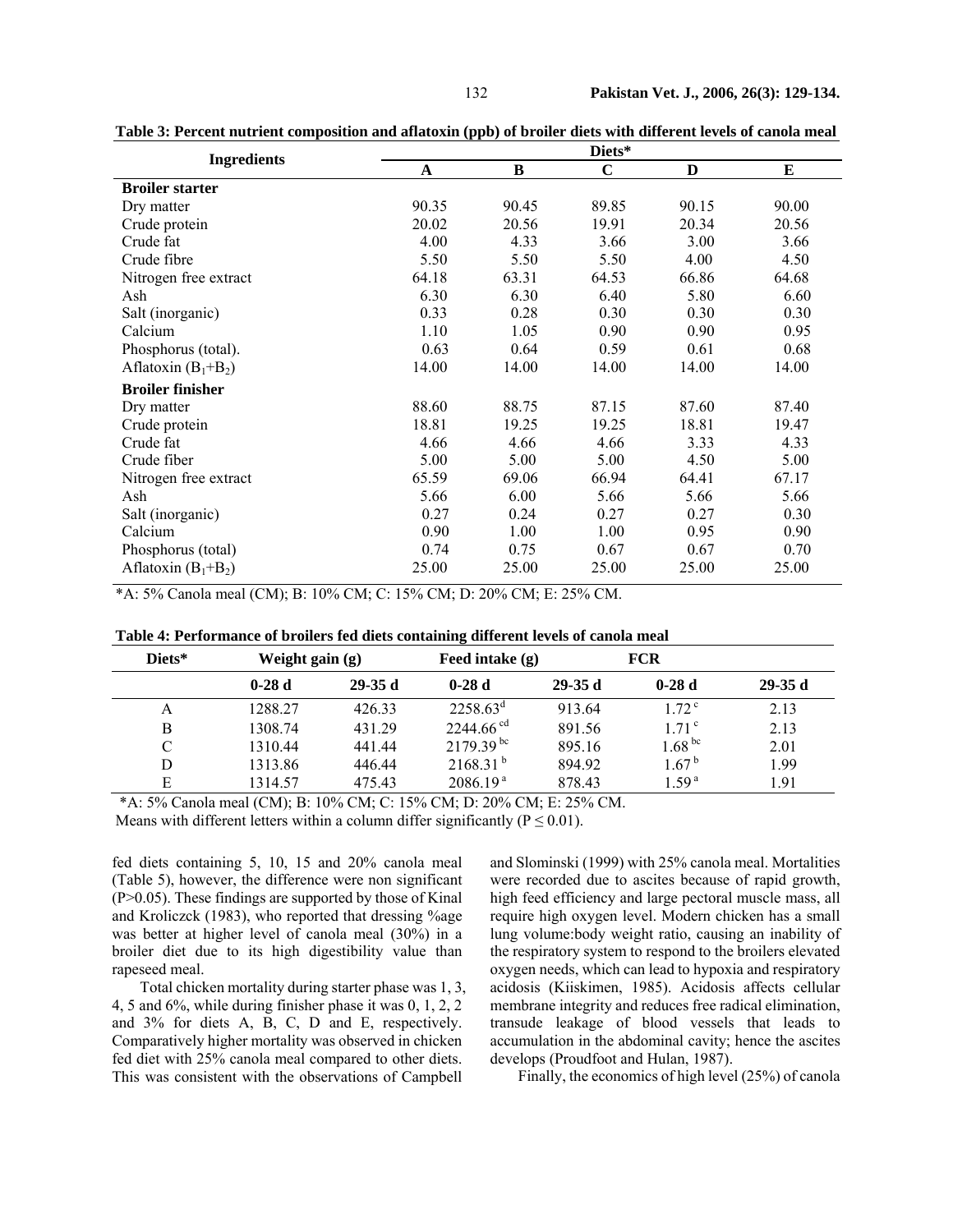**Table 3: Percent nutrient composition and aflatoxin (ppb) of broiler diets with different levels of canola meal**

| Ingredients | Diets* | | | | |
|---|---|---|---|---|---|
| | A | B | C | D | E |
| **Broiler starter** | | | | | |
| Dry matter | 90.35 | 90.45 | 89.85 | 90.15 | 90.00 |
| Crude protein | 20.02 | 20.56 | 19.91 | 20.34 | 20.56 |
| Crude fat | 4.00 | 4.33 | 3.66 | 3.00 | 3.66 |
| Crude fibre | 5.50 | 5.50 | 5.50 | 4.00 | 4.50 |
| Nitrogen free extract | 64.18 | 63.31 | 64.53 | 66.86 | 64.68 |
| Ash | 6.30 | 6.30 | 6.40 | 5.80 | 6.60 |
| Salt (inorganic) | 0.33 | 0.28 | 0.30 | 0.30 | 0.30 |
| Calcium | 1.10 | 1.05 | 0.90 | 0.90 | 0.95 |
| Phosphorus (total). | 0.63 | 0.64 | 0.59 | 0.61 | 0.68 |
| Aflatoxin ($B_1$+$B_2$) | 14.00 | 14.00 | 14.00 | 14.00 | 14.00 |
| **Broiler finisher** | | | | | |
| Dry matter | 88.60 | 88.75 | 87.15 | 87.60 | 87.40 |
| Crude protein | 18.81 | 19.25 | 19.25 | 18.81 | 19.47 |
| Crude fat | 4.66 | 4.66 | 4.66 | 3.33 | 4.33 |
| Crude fiber | 5.00 | 5.00 | 5.00 | 4.50 | 5.00 |
| Nitrogen free extract | 65.59 | 69.06 | 66.94 | 64.41 | 67.17 |
| Ash | 5.66 | 6.00 | 5.66 | 5.66 | 5.66 |
| Salt (inorganic) | 0.27 | 0.24 | 0.27 | 0.27 | 0.30 |
| Calcium | 0.90 | 1.00 | 1.00 | 0.95 | 0.90 |
| Phosphorus (total) | 0.74 | 0.75 | 0.67 | 0.67 | 0.70 |
| Aflatoxin ($B_1$+$B_2$) | 25.00 | 25.00 | 25.00 | 25.00 | 25.00 |

*A: 5% Canola meal (CM); B: 10% CM; C: 15% CM; D: 20% CM; E: 25% CM.

**Table 4: Performance of broilers fed diets containing different levels of canola meal**

| Diets* | Weight gain (g) | | Feed intake (g) | | FCR | |
|---|---|---|---|---|---|---|
| | 0-28 d | 29-35 d | 0-28 d | 29-35 d | 0-28 d | 29-35 d |
| A | 1288.27 | 426.33 | 2258.63$^{d}$ | 913.64 | 1.72$^{c}$ | 2.13 |
| B | 1308.74 | 431.29 | 2244.66$^{cd}$ | 891.56 | 1.71$^{c}$ | 2.13 |
| C | 1310.44 | 441.44 | 2179.39$^{bc}$ | 895.16 | 1.68$^{bc}$ | 2.01 |
| D | 1313.86 | 446.44 | 2168.31$^{b}$ | 894.92 | 1.67$^{b}$ | 1.99 |
| E | 1314.57 | 475.43 | 2086.19$^{a}$ | 878.43 | 1.59$^{a}$ | 1.91 |

*A: 5% Canola meal (CM); B: 10% CM; C: 15% CM; D: 20% CM; E: 25% CM.
Means with different letters within a column differ significantly ($P \leq 0.01$).

fed diets containing 5, 10, 15 and 20% canola meal (Table 5), however, the difference were non significant ($P>0.05$). These findings are supported by those of Kinal and Kroliczck (1983), who reported that dressing %age was better at higher level of canola meal (30%) in a broiler diet due to its high digestibility value than rapeseed meal.

Total chicken mortality during starter phase was 1, 3, 4, 5 and 6%, while during finisher phase it was 0, 1, 2, 2 and 3% for diets A, B, C, D and E, respectively. Comparatively higher mortality was observed in chicken fed diet with 25% canola meal compared to other diets. This was consistent with the observations of Campbell and Slominski (1999) with 25% canola meal. Mortalities were recorded due to ascites because of rapid growth, high feed efficiency and large pectoral muscle mass, all require high oxygen level. Modern chicken has a small lung volume:body weight ratio, causing an inability of the respiratory system to respond to the broilers elevated oxygen needs, which can lead to hypoxia and respiratory acidosis (Kiiskimen, 1985). Acidosis affects cellular membrane integrity and reduces free radical elimination, transude leakage of blood vessels that leads to accumulation in the abdominal cavity; hence the ascites develops (Proudfoot and Hulan, 1987).

Finally, the economics of high level (25%) of canola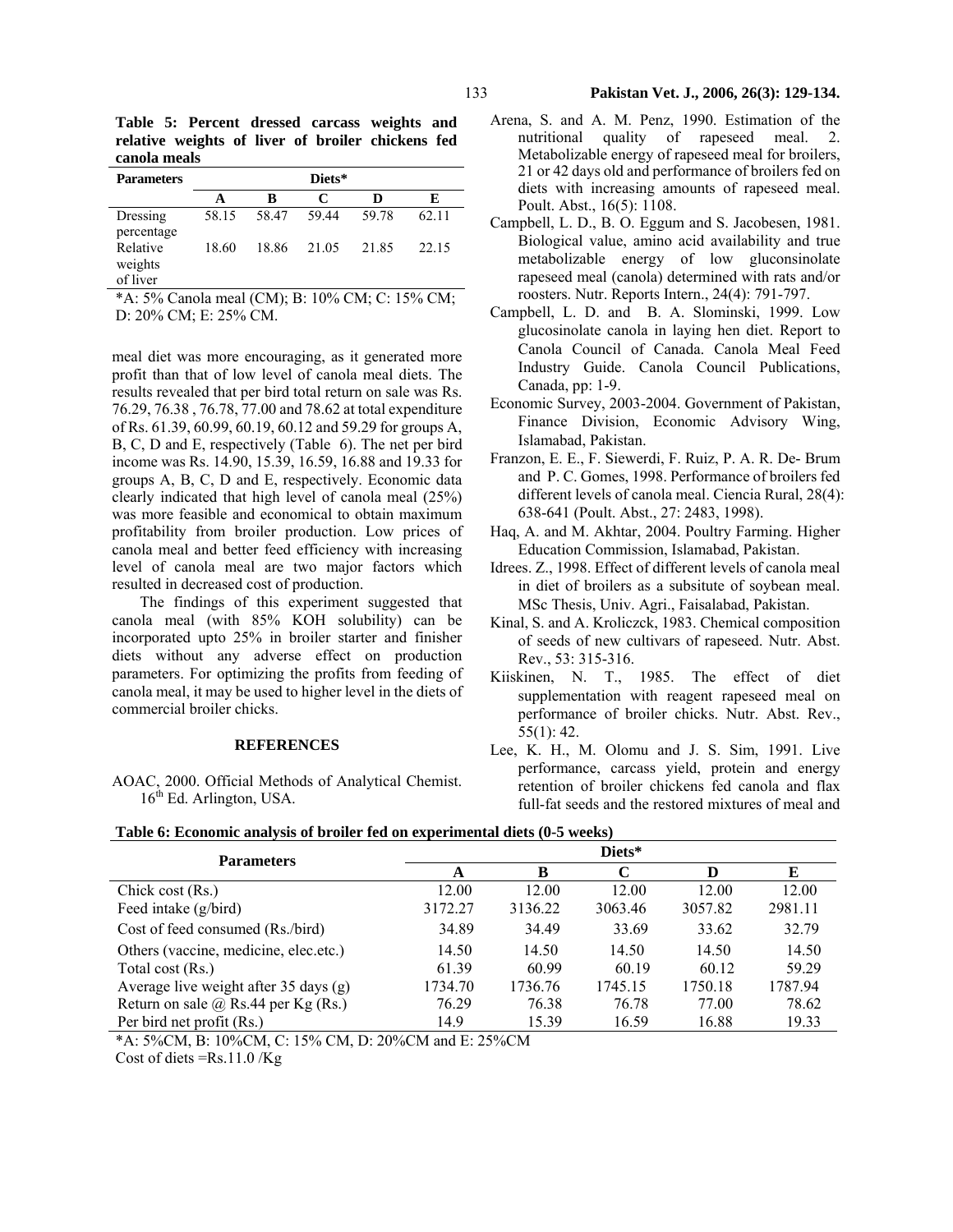**Table 5: Percent dressed carcass weights and relative weights of liver of broiler chickens fed canola meals**

| Parameters | Diets* | | | | |
|---|---|---|---|---|---|
| | A | B | C | D | E |
| Dressing percentage | 58.15 | 58.47 | 59.44 | 59.78 | 62.11 |
| Relative weights of liver | 18.60 | 18.86 | 21.05 | 21.85 | 22.15 |

*A: 5% Canola meal (CM); B: 10% CM; C: 15% CM; D: 20% CM; E: 25% CM.

meal diet was more encouraging, as it generated more profit than that of low level of canola meal diets. The results revealed that per bird total return on sale was Rs. 76.29, 76.38 , 76.78, 77.00 and 78.62 at total expenditure of Rs. 61.39, 60.99, 60.19, 60.12 and 59.29 for groups A, B, C, D and E, respectively (Table 6). The net per bird income was Rs. 14.90, 15.39, 16.59, 16.88 and 19.33 for groups A, B, C, D and E, respectively. Economic data clearly indicated that high level of canola meal (25%) was more feasible and economical to obtain maximum profitability from broiler production. Low prices of canola meal and better feed efficiency with increasing level of canola meal are two major factors which resulted in decreased cost of production.

The findings of this experiment suggested that canola meal (with 85% KOH solubility) can be incorporated upto 25% in broiler starter and finisher diets without any adverse effect on production parameters. For optimizing the profits from feeding of canola meal, it may be used to higher level in the diets of commercial broiler chicks.

## REFERENCES

AOAC, 2000. Official Methods of Analytical Chemist. 16th Ed. Arlington, USA.

Arena, S. and A. M. Penz, 1990. Estimation of the nutritional quality of rapeseed meal. 2. Metabolizable energy of rapeseed meal for broilers, 21 or 42 days old and performance of broilers fed on diets with increasing amounts of rapeseed meal. Poult. Abst., 16(5): 1108.

Campbell, L. D., B. O. Eggum and S. Jacobesen, 1981. Biological value, amino acid availability and true metabolizable energy of low gluconsinolate rapeseed meal (canola) determined with rats and/or roosters. Nutr. Reports Intern., 24(4): 791-797.

Campbell, L. D. and B. A. Slominski, 1999. Low glucosinolate canola in laying hen diet. Report to Canola Council of Canada. Canola Meal Feed Industry Guide. Canola Council Publications, Canada, pp: 1-9.

Economic Survey, 2003-2004. Government of Pakistan, Finance Division, Economic Advisory Wing, Islamabad, Pakistan.

Franzon, E. E., F. Siewerdi, F. Ruiz, P. A. R. De- Brum and P. C. Gomes, 1998. Performance of broilers fed different levels of canola meal. Ciencia Rural, 28(4): 638-641 (Poult. Abst., 27: 2483, 1998).

Haq, A. and M. Akhtar, 2004. Poultry Farming. Higher Education Commission, Islamabad, Pakistan.

Idrees. Z., 1998. Effect of different levels of canola meal in diet of broilers as a subsitute of soybean meal. MSc Thesis, Univ. Agri., Faisalabad, Pakistan.

Kinal, S. and A. Kroliczck, 1983. Chemical composition of seeds of new cultivars of rapeseed. Nutr. Abst. Rev., 53: 315-316.

Kiiskinen, N. T., 1985. The effect of diet supplementation with reagent rapeseed meal on performance of broiler chicks. Nutr. Abst. Rev., 55(1): 42.

Lee, K. H., M. Olomu and J. S. Sim, 1991. Live performance, carcass yield, protein and energy retention of broiler chickens fed canola and flax full-fat seeds and the restored mixtures of meal and

**Table 6: Economic analysis of broiler fed on experimental diets (0-5 weeks)**

| Parameters | Diets* | | | | |
|---|---|---|---|---|---|
| | A | B | C | D | E |
| Chick cost (Rs.) | 12.00 | 12.00 | 12.00 | 12.00 | 12.00 |
| Feed intake (g/bird) | 3172.27 | 3136.22 | 3063.46 | 3057.82 | 2981.11 |
| Cost of feed consumed (Rs./bird) | 34.89 | 34.49 | 33.69 | 33.62 | 32.79 |
| Others (vaccine, medicine, elec.etc.) | 14.50 | 14.50 | 14.50 | 14.50 | 14.50 |
| Total cost (Rs.) | 61.39 | 60.99 | 60.19 | 60.12 | 59.29 |
| Average live weight after 35 days (g) | 1734.70 | 1736.76 | 1745.15 | 1750.18 | 1787.94 |
| Return on sale @ Rs.44 per Kg (Rs.) | 76.29 | 76.38 | 76.78 | 77.00 | 78.62 |
| Per bird net profit (Rs.) | 14.9 | 15.39 | 16.59 | 16.88 | 19.33 |

*A: 5%CM, B: 10%CM, C: 15% CM, D: 20%CM and E: 25%CM

Cost of diets =Rs.11.0 /Kg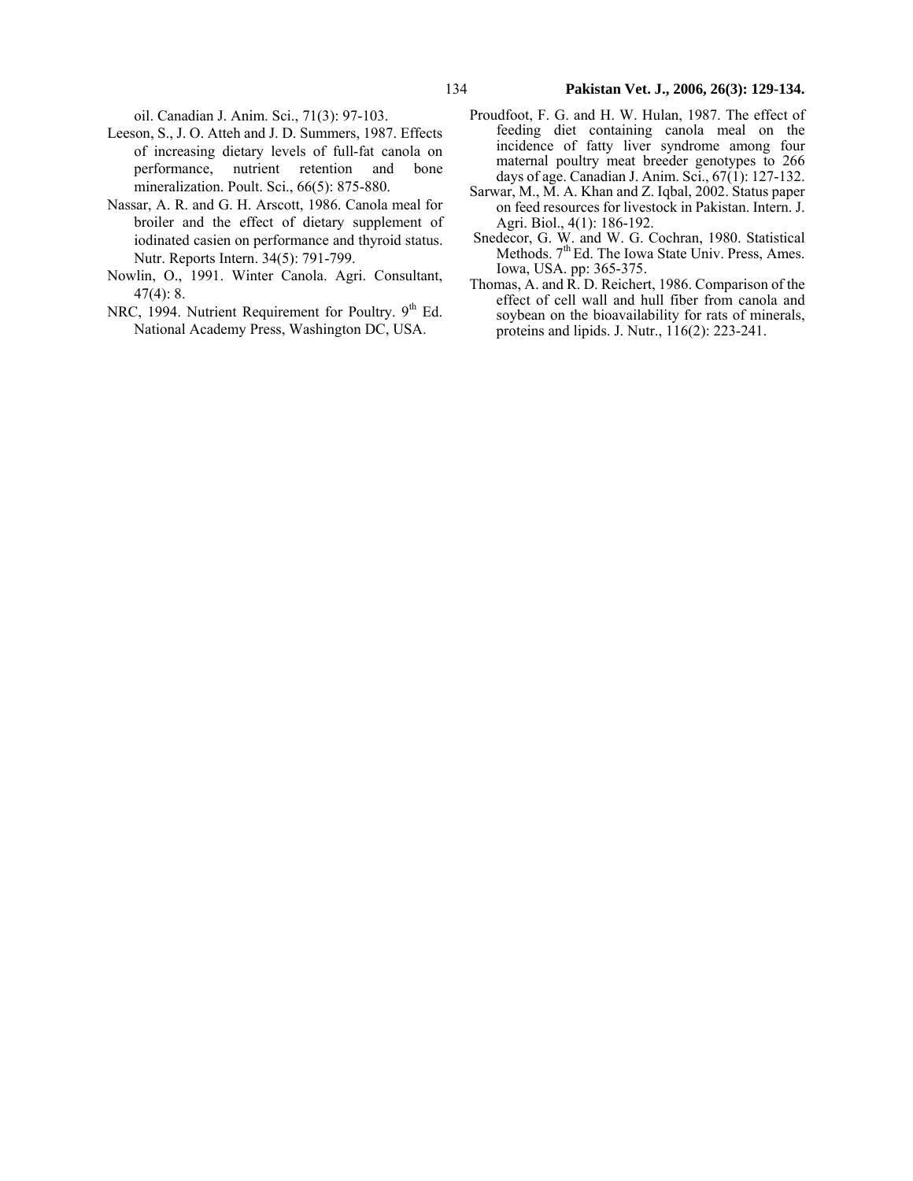oil. Canadian J. Anim. Sci., 71(3): 97-103.

Leeson, S., J. O. Atteh and J. D. Summers, 1987. Effects of increasing dietary levels of full-fat canola on performance, nutrient retention and bone mineralization. Poult. Sci., 66(5): 875-880.

Nassar, A. R. and G. H. Arscott, 1986. Canola meal for broiler and the effect of dietary supplement of iodinated casien on performance and thyroid status. Nutr. Reports Intern. 34(5): 791-799.

Nowlin, O., 1991. Winter Canola. Agri. Consultant, 47(4): 8.

NRC, 1994. Nutrient Requirement for Poultry. 9th Ed. National Academy Press, Washington DC, USA.

Proudfoot, F. G. and H. W. Hulan, 1987. The effect of feeding diet containing canola meal on the incidence of fatty liver syndrome among four maternal poultry meat breeder genotypes to 266 days of age. Canadian J. Anim. Sci., 67(1): 127-132.

Sarwar, M., M. A. Khan and Z. Iqbal, 2002. Status paper on feed resources for livestock in Pakistan. Intern. J. Agri. Biol., 4(1): 186-192.

Snedecor, G. W. and W. G. Cochran, 1980. Statistical Methods. 7th Ed. The Iowa State Univ. Press, Ames. Iowa, USA. pp: 365-375.

Thomas, A. and R. D. Reichert, 1986. Comparison of the effect of cell wall and hull fiber from canola and soybean on the bioavailability for rats of minerals, proteins and lipids. J. Nutr., 116(2): 223-241.